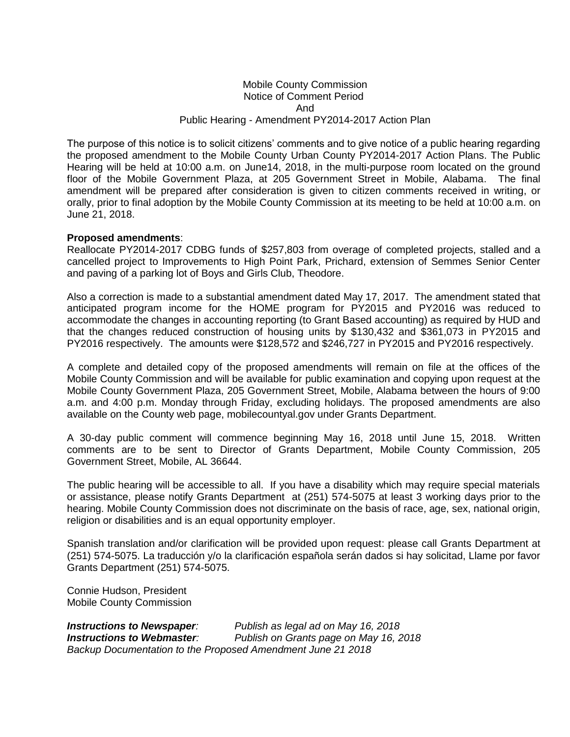Mobile County Commission
Notice of Comment Period
And
Public Hearing - Amendment PY2014-2017 Action Plan

The purpose of this notice is to solicit citizens' comments and to give notice of a public hearing regarding the proposed amendment to the Mobile County Urban County PY2014-2017 Action Plans. The Public Hearing will be held at 10:00 a.m. on June14, 2018, in the multi-purpose room located on the ground floor of the Mobile Government Plaza, at 205 Government Street in Mobile, Alabama. The final amendment will be prepared after consideration is given to citizen comments received in writing, or orally, prior to final adoption by the Mobile County Commission at its meeting to be held at 10:00 a.m. on June 21, 2018.

**Proposed amendments**:
Reallocate PY2014-2017 CDBG funds of $257,803 from overage of completed projects, stalled and a cancelled project to Improvements to High Point Park, Prichard, extension of Semmes Senior Center and paving of a parking lot of Boys and Girls Club, Theodore.

Also a correction is made to a substantial amendment dated May 17, 2017. The amendment stated that anticipated program income for the HOME program for PY2015 and PY2016 was reduced to accommodate the changes in accounting reporting (to Grant Based accounting) as required by HUD and that the changes reduced construction of housing units by $130,432 and $361,073 in PY2015 and PY2016 respectively. The amounts were $128,572 and $246,727 in PY2015 and PY2016 respectively.

A complete and detailed copy of the proposed amendments will remain on file at the offices of the Mobile County Commission and will be available for public examination and copying upon request at the Mobile County Government Plaza, 205 Government Street, Mobile, Alabama between the hours of 9:00 a.m. and 4:00 p.m. Monday through Friday, excluding holidays. The proposed amendments are also available on the County web page, mobilecountyal.gov under Grants Department.

A 30-day public comment will commence beginning May 16, 2018 until June 15, 2018. Written comments are to be sent to Director of Grants Department, Mobile County Commission, 205 Government Street, Mobile, AL 36644.

The public hearing will be accessible to all. If you have a disability which may require special materials or assistance, please notify Grants Department at (251) 574-5075 at least 3 working days prior to the hearing. Mobile County Commission does not discriminate on the basis of race, age, sex, national origin, religion or disabilities and is an equal opportunity employer.

Spanish translation and/or clarification will be provided upon request: please call Grants Department at (251) 574-5075. La traducción y/o la clarificación española serán dados si hay solicitad, Llame por favor Grants Department (251) 574-5075.

Connie Hudson, President
Mobile County Commission

***Instructions to Newspaper****:* *Publish as legal ad on May 16, 2018*
***Instructions to Webmaster****:* *Publish on Grants page on May 16, 2018*
*Backup Documentation to the Proposed Amendment June 21 2018*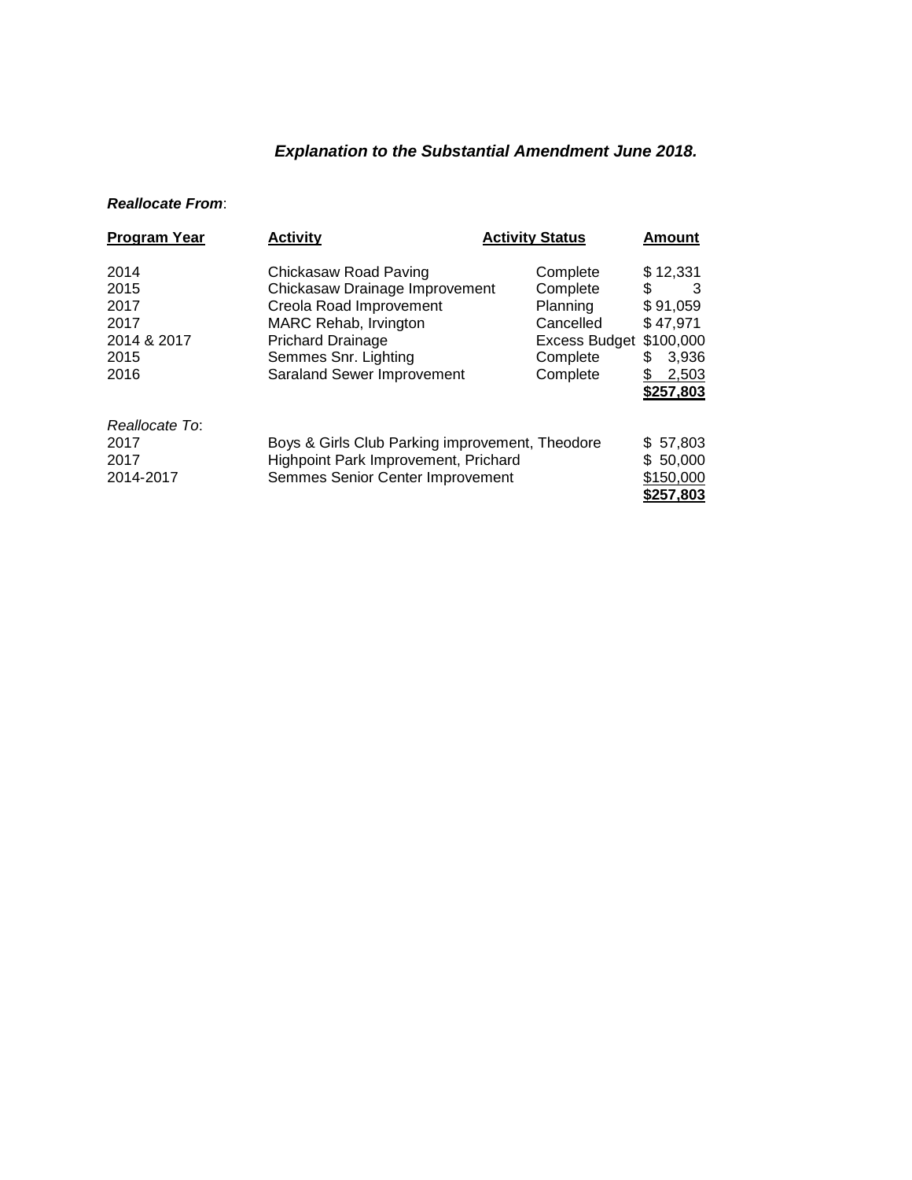***Explanation to the Substantial Amendment June 2018.***

***Reallocate From***:

| **Program Year** | **Activity** | **Activity Status** | **Amount** |
|---|---|---|---|
| 2014 | Chickasaw Road Paving | Complete | $ 12,331 |
| 2015 | Chickasaw Drainage Improvement | Complete | $ 3 |
| 2017 | Creola Road Improvement | Planning | $ 91,059 |
| 2017 | MARC Rehab, Irvington | Cancelled | $ 47,971 |
| 2014 & 2017 | Prichard Drainage | Excess Budget | $100,000 |
| 2015 | Semmes Snr. Lighting | Complete | $ 3,936 |
| 2016 | Saraland Sewer Improvement | Complete | $ 2,503 |
| | | | **$257,803** |

*Reallocate To*:

| | | |
|---|---|---|
| 2017 | Boys & Girls Club Parking improvement, Theodore | $ 57,803 |
| 2017 | Highpoint Park Improvement, Prichard | $ 50,000 |
| 2014-2017 | Semmes Senior Center Improvement | $150,000 |
| | | **$257,803** |